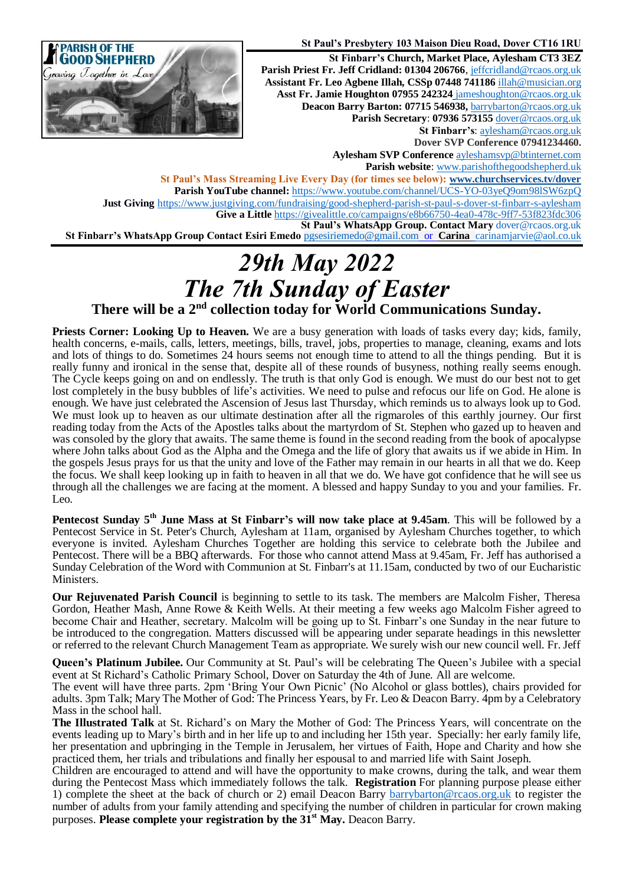PARISH OF THE GOOD SHEPHERD
Growing Together in Love

**St Paul's Presbytery 103 Maison Dieu Road, Dover CT16 1RU**
**St Finbarr's Church, Market Place, Aylesham CT3 3EZ**
**Parish Priest Fr. Jeff Cridland: 01304 206766**, jeffcridland@rcaos.org.uk
**Assistant Fr. Leo Agbene Illah, CSSp 07448 741186** illah@musician.org
**Asst Fr. Jamie Houghton 07955 242324** jameshoughton@rcaos.org.uk
**Deacon Barry Barton: 07715 546938,** barrybarton@rcaos.org.uk
**Parish Secretary**: **07936 573155** dover@rcaos.org.uk
**St Finbarr's**: aylesham@rcaos.org.uk
**Dover SVP Conference 07941234460.**
**Aylesham SVP Conference** ayleshamsvp@btinternet.com
**Parish website**: www.parishofthegoodshepherd.uk
**St Paul's Mass Streaming Live Every Day (for times see below): www.churchservices.tv/dover**
**Parish YouTube channel:** https://www.youtube.com/channel/UCS-YO-03yeQ9om98lSW6zpQ
**Just Giving** https://www.justgiving.com/fundraising/good-shepherd-parish-st-paul-s-dover-st-finbarr-s-aylesham
**Give a Little** https://givealittle.co/campaigns/e8b66750-4ea0-478c-9ff7-53f823fdc306
**St Paul's WhatsApp Group. Contact Mary** dover@rcaos.org.uk
**St Finbarr's WhatsApp Group Contact Esiri Emedo** pgsesiriemedo@gmail.com or **Carina** carinamjarvie@aol.co.uk

# *29th May 2022*
# *The 7th Sunday of Easter*

**There will be a 2nd collection today for World Communications Sunday.**

**Priests Corner: Looking Up to Heaven.** We are a busy generation with loads of tasks every day; kids, family, health concerns, e-mails, calls, letters, meetings, bills, travel, jobs, properties to manage, cleaning, exams and lots and lots of things to do. Sometimes 24 hours seems not enough time to attend to all the things pending. But it is really funny and ironical in the sense that, despite all of these rounds of busyness, nothing really seems enough. The Cycle keeps going on and on endlessly. The truth is that only God is enough. We must do our best not to get lost completely in the busy bubbles of life's activities. We need to pulse and refocus our life on God. He alone is enough. We have just celebrated the Ascension of Jesus last Thursday, which reminds us to always look up to God. We must look up to heaven as our ultimate destination after all the rigmaroles of this earthly journey. Our first reading today from the Acts of the Apostles talks about the martyrdom of St. Stephen who gazed up to heaven and was consoled by the glory that awaits. The same theme is found in the second reading from the book of apocalypse where John talks about God as the Alpha and the Omega and the life of glory that awaits us if we abide in Him. In the gospels Jesus prays for us that the unity and love of the Father may remain in our hearts in all that we do. Keep the focus. We shall keep looking up in faith to heaven in all that we do. We have got confidence that he will see us through all the challenges we are facing at the moment. A blessed and happy Sunday to you and your families. Fr. Leo.

**Pentecost Sunday 5th June Mass at St Finbarr's will now take place at 9.45am**. This will be followed by a Pentecost Service in St. Peter's Church, Aylesham at 11am, organised by Aylesham Churches together, to which everyone is invited. Aylesham Churches Together are holding this service to celebrate both the Jubilee and Pentecost. There will be a BBQ afterwards. For those who cannot attend Mass at 9.45am, Fr. Jeff has authorised a Sunday Celebration of the Word with Communion at St. Finbarr's at 11.15am, conducted by two of our Eucharistic Ministers.

**Our Rejuvenated Parish Council** is beginning to settle to its task. The members are Malcolm Fisher, Theresa Gordon, Heather Mash, Anne Rowe & Keith Wells. At their meeting a few weeks ago Malcolm Fisher agreed to become Chair and Heather, secretary. Malcolm will be going up to St. Finbarr's one Sunday in the near future to be introduced to the congregation. Matters discussed will be appearing under separate headings in this newsletter or referred to the relevant Church Management Team as appropriate. We surely wish our new council well. Fr. Jeff

**Queen's Platinum Jubilee.** Our Community at St. Paul's will be celebrating The Queen's Jubilee with a special event at St Richard's Catholic Primary School, Dover on Saturday the 4th of June. All are welcome.
The event will have three parts. 2pm 'Bring Your Own Picnic' (No Alcohol or glass bottles), chairs provided for adults. 3pm Talk; Mary The Mother of God: The Princess Years, by Fr. Leo & Deacon Barry. 4pm by a Celebratory Mass in the school hall.
**The Illustrated Talk** at St. Richard's on Mary the Mother of God: The Princess Years, will concentrate on the events leading up to Mary's birth and in her life up to and including her 15th year. Specially: her early family life, her presentation and upbringing in the Temple in Jerusalem, her virtues of Faith, Hope and Charity and how she practiced them, her trials and tribulations and finally her espousal to and married life with Saint Joseph.
Children are encouraged to attend and will have the opportunity to make crowns, during the talk, and wear them during the Pentecost Mass which immediately follows the talk. **Registration** For planning purpose please either 1) complete the sheet at the back of church or 2) email Deacon Barry barrybarton@rcaos.org.uk to register the number of adults from your family attending and specifying the number of children in particular for crown making purposes. **Please complete your registration by the 31st May.** Deacon Barry.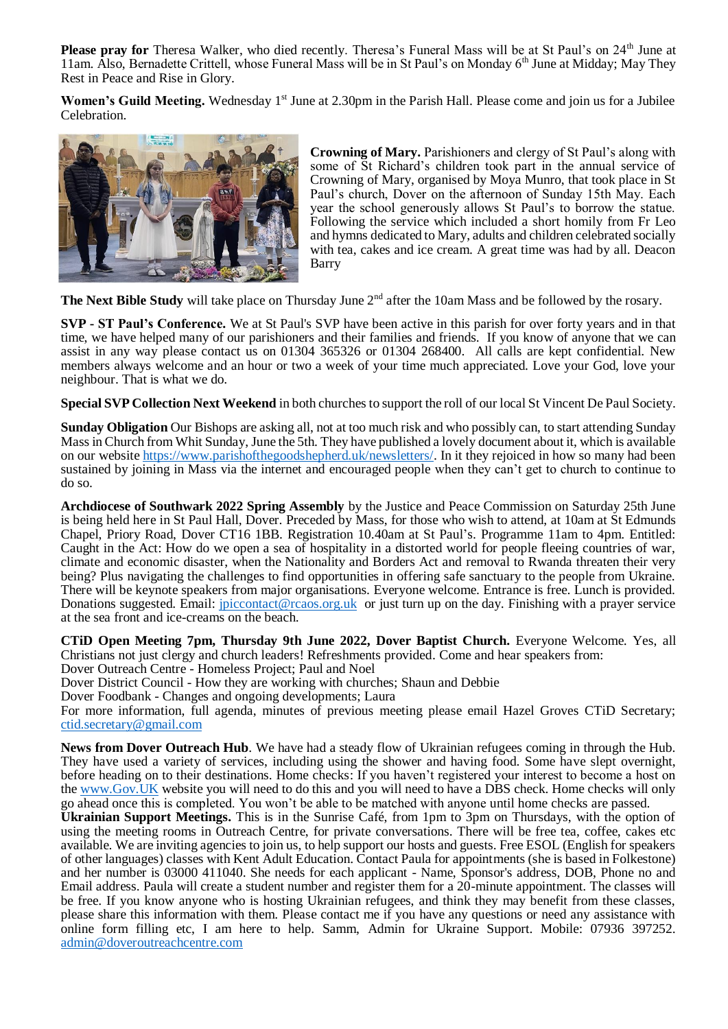**Please pray for** Theresa Walker, who died recently. Theresa's Funeral Mass will be at St Paul's on 24th June at 11am. Also, Bernadette Crittell, whose Funeral Mass will be in St Paul's on Monday 6th June at Midday; May They Rest in Peace and Rise in Glory.

**Women's Guild Meeting.** Wednesday 1st June at 2.30pm in the Parish Hall. Please come and join us for a Jubilee Celebration.

**Crowning of Mary.** Parishioners and clergy of St Paul's along with some of St Richard's children took part in the annual service of Crowning of Mary, organised by Moya Munro, that took place in St Paul's church, Dover on the afternoon of Sunday 15th May. Each year the school generously allows St Paul's to borrow the statue. Following the service which included a short homily from Fr Leo and hymns dedicated to Mary, adults and children celebrated socially with tea, cakes and ice cream. A great time was had by all. Deacon Barry

**The Next Bible Study** will take place on Thursday June 2nd after the 10am Mass and be followed by the rosary.

**SVP - ST Paul's Conference.** We at St Paul's SVP have been active in this parish for over forty years and in that time, we have helped many of our parishioners and their families and friends. If you know of anyone that we can assist in any way please contact us on 01304 365326 or 01304 268400. All calls are kept confidential. New members always welcome and an hour or two a week of your time much appreciated. Love your God, love your neighbour. That is what we do.

**Special SVP Collection Next Weekend** in both churches to support the roll of our local St Vincent De Paul Society.

**Sunday Obligation** Our Bishops are asking all, not at too much risk and who possibly can, to start attending Sunday Mass in Church from Whit Sunday, June the 5th. They have published a lovely document about it, which is available on our website https://www.parishofthegoodshepherd.uk/newsletters/. In it they rejoiced in how so many had been sustained by joining in Mass via the internet and encouraged people when they can't get to church to continue to do so.

**Archdiocese of Southwark 2022 Spring Assembly** by the Justice and Peace Commission on Saturday 25th June is being held here in St Paul Hall, Dover. Preceded by Mass, for those who wish to attend, at 10am at St Edmunds Chapel, Priory Road, Dover CT16 1BB. Registration 10.40am at St Paul's. Programme 11am to 4pm. Entitled: Caught in the Act: How do we open a sea of hospitality in a distorted world for people fleeing countries of war, climate and economic disaster, when the Nationality and Borders Act and removal to Rwanda threaten their very being? Plus navigating the challenges to find opportunities in offering safe sanctuary to the people from Ukraine. There will be keynote speakers from major organisations. Everyone welcome. Entrance is free. Lunch is provided. Donations suggested. Email: jpiccontact@rcaos.org.uk or just turn up on the day. Finishing with a prayer service at the sea front and ice-creams on the beach.

**CTiD Open Meeting 7pm, Thursday 9th June 2022, Dover Baptist Church.** Everyone Welcome. Yes, all Christians not just clergy and church leaders! Refreshments provided. Come and hear speakers from:
Dover Outreach Centre - Homeless Project; Paul and Noel
Dover District Council - How they are working with churches; Shaun and Debbie
Dover Foodbank - Changes and ongoing developments; Laura
For more information, full agenda, minutes of previous meeting please email Hazel Groves CTiD Secretary; ctid.secretary@gmail.com

**News from Dover Outreach Hub**. We have had a steady flow of Ukrainian refugees coming in through the Hub. They have used a variety of services, including using the shower and having food. Some have slept overnight, before heading on to their destinations. Home checks: If you haven't registered your interest to become a host on the www.Gov.UK website you will need to do this and you will need to have a DBS check. Home checks will only go ahead once this is completed. You won't be able to be matched with anyone until home checks are passed.
**Ukrainian Support Meetings.** This is in the Sunrise Café, from 1pm to 3pm on Thursdays, with the option of using the meeting rooms in Outreach Centre, for private conversations. There will be free tea, coffee, cakes etc available. We are inviting agencies to join us, to help support our hosts and guests. Free ESOL (English for speakers of other languages) classes with Kent Adult Education. Contact Paula for appointments (she is based in Folkestone) and her number is 03000 411040. She needs for each applicant - Name, Sponsor's address, DOB, Phone no and Email address. Paula will create a student number and register them for a 20-minute appointment. The classes will be free. If you know anyone who is hosting Ukrainian refugees, and think they may benefit from these classes, please share this information with them. Please contact me if you have any questions or need any assistance with online form filling etc, I am here to help. Samm, Admin for Ukraine Support. Mobile: 07936 397252. admin@doveroutreachcentre.com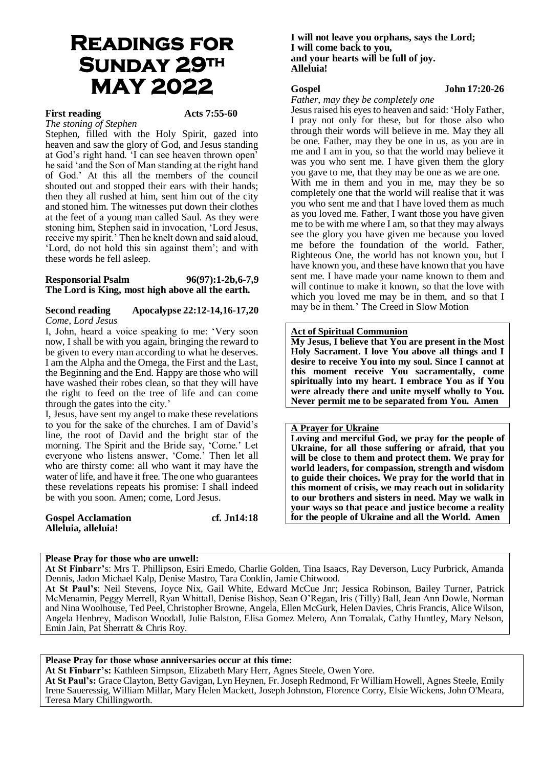# Readings for Sunday 29th MAY 2022

**First reading** **Acts 7:55-60**

*The stoning of Stephen*

Stephen, filled with the Holy Spirit, gazed into heaven and saw the glory of God, and Jesus standing at God's right hand. 'I can see heaven thrown open' he said 'and the Son of Man standing at the right hand of God.' At this all the members of the council shouted out and stopped their ears with their hands; then they all rushed at him, sent him out of the city and stoned him. The witnesses put down their clothes at the feet of a young man called Saul. As they were stoning him, Stephen said in invocation, 'Lord Jesus, receive my spirit.' Then he knelt down and said aloud, 'Lord, do not hold this sin against them'; and with these words he fell asleep.

**Responsorial Psalm** **96(97):1-2b,6-7,9**

**The Lord is King, most high above all the earth.**

**Second reading** **Apocalypse 22:12-14,16-17,20**

*Come, Lord Jesus*

I, John, heard a voice speaking to me: 'Very soon now, I shall be with you again, bringing the reward to be given to every man according to what he deserves. I am the Alpha and the Omega, the First and the Last, the Beginning and the End. Happy are those who will have washed their robes clean, so that they will have the right to feed on the tree of life and can come through the gates into the city.'

I, Jesus, have sent my angel to make these revelations to you for the sake of the churches. I am of David's line, the root of David and the bright star of the morning. The Spirit and the Bride say, 'Come.' Let everyone who listens answer, 'Come.' Then let all who are thirsty come: all who want it may have the water of life, and have it free. The one who guarantees these revelations repeats his promise: I shall indeed be with you soon. Amen; come, Lord Jesus.

**Gospel Acclamation** **cf. Jn14:18**

**Alleluia, alleluia!**

**I will not leave you orphans, says the Lord;**
**I will come back to you,**
**and your hearts will be full of joy.**
**Alleluia!**

**Gospel** **John 17:20-26**

*Father, may they be completely one*

Jesus raised his eyes to heaven and said: 'Holy Father, I pray not only for these, but for those also who through their words will believe in me. May they all be one. Father, may they be one in us, as you are in me and I am in you, so that the world may believe it was you who sent me. I have given them the glory you gave to me, that they may be one as we are one. With me in them and you in me, may they be so completely one that the world will realise that it was you who sent me and that I have loved them as much as you loved me. Father, I want those you have given me to be with me where I am, so that they may always see the glory you have given me because you loved me before the foundation of the world. Father, Righteous One, the world has not known you, but I have known you, and these have known that you have sent me. I have made your name known to them and will continue to make it known, so that the love with which you loved me may be in them, and so that I may be in them.' The Creed in Slow Motion

**Act of Spiritual Communion**

**My Jesus, I believe that You are present in the Most Holy Sacrament. I love You above all things and I desire to receive You into my soul. Since I cannot at this moment receive You sacramentally, come spiritually into my heart. I embrace You as if You were already there and unite myself wholly to You. Never permit me to be separated from You. Amen**

**A Prayer for Ukraine**

**Loving and merciful God, we pray for the people of Ukraine, for all those suffering or afraid, that you will be close to them and protect them. We pray for world leaders, for compassion, strength and wisdom to guide their choices. We pray for the world that in this moment of crisis, we may reach out in solidarity to our brothers and sisters in need. May we walk in your ways so that peace and justice become a reality for the people of Ukraine and all the World. Amen**

**Please Pray for those who are unwell:**

**At St Finbarr'**s: Mrs T. Phillipson, Esiri Emedo, Charlie Golden, Tina Isaacs, Ray Deverson, Lucy Purbrick, Amanda Dennis, Jadon Michael Kalp, Denise Mastro, Tara Conklin, Jamie Chitwood.

**At St Paul's**: Neil Stevens, Joyce Nix, Gail White, Edward McCue Jnr; Jessica Robinson, Bailey Turner, Patrick McMenamin, Peggy Merrell, Ryan Whittall, Denise Bishop, Sean O'Regan, Iris (Tilly) Ball, Jean Ann Dowle, Norman and Nina Woolhouse, Ted Peel, Christopher Browne, Angela, Ellen McGurk, Helen Davies, Chris Francis, Alice Wilson, Angela Henbrey, Madison Woodall, Julie Balston, Elisa Gomez Melero, Ann Tomalak, Cathy Huntley, Mary Nelson, Emin Jain, Pat Sherratt & Chris Roy.

**Please Pray for those whose anniversaries occur at this time:**

**At St Finbarr's:** Kathleen Simpson, Elizabeth Mary Herr, Agnes Steele, Owen Yore.

**At St Paul's:** Grace Clayton, Betty Gavigan, Lyn Heynen, Fr. Joseph Redmond, Fr William Howell, Agnes Steele, Emily Irene Saueressig, William Millar, Mary Helen Mackett, Joseph Johnston, Florence Corry, Elsie Wickens, John O'Meara, Teresa Mary Chillingworth.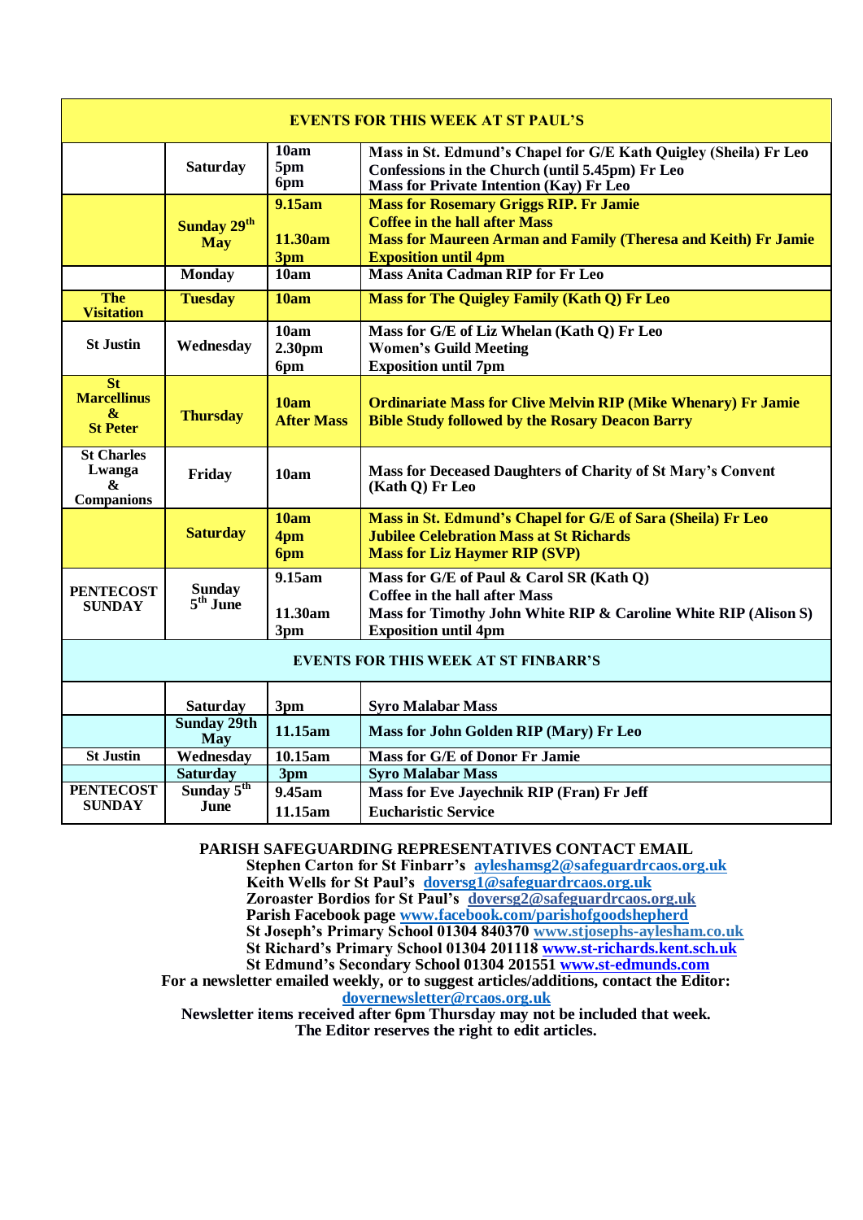| | | | |
|---|---|---|---|
| **EVENTS FOR THIS WEEK AT ST PAUL'S** | | | |
| | **Saturday** | **10am**<br>**5pm**<br>**6pm** | **Mass in St. Edmund's Chapel for G/E Kath Quigley (Sheila) Fr Leo**<br>**Confessions in the Church (until 5.45pm) Fr Leo**<br>**Mass for Private Intention (Kay) Fr Leo** |
| | **Sunday 29th May** | **9.15am**<br><br>**11.30am**<br>**3pm** | **Mass for Rosemary Griggs RIP. Fr Jamie**<br>**Coffee in the hall after Mass**<br>**Mass for Maureen Arman and Family (Theresa and Keith) Fr Jamie**<br>**Exposition until 4pm** |
| | **Monday** | **10am** | **Mass Anita Cadman RIP for Fr Leo** |
| **The Visitation** | **Tuesday** | **10am** | **Mass for The Quigley Family (Kath Q) Fr Leo** |
| **St Justin** | **Wednesday** | **10am**<br>**2.30pm**<br>**6pm** | **Mass for G/E of Liz Whelan (Kath Q) Fr Leo**<br>**Women's Guild Meeting**<br>**Exposition until 7pm** |
| **St Marcellinus & St Peter** | **Thursday** | **10am**<br>**After Mass** | **Ordinariate Mass for Clive Melvin RIP (Mike Whenary) Fr Jamie**<br>**Bible Study followed by the Rosary Deacon Barry** |
| **St Charles Lwanga & Companions** | **Friday** | **10am** | **Mass for Deceased Daughters of Charity of St Mary's Convent (Kath Q) Fr Leo** |
| | **Saturday** | **10am**<br>**4pm**<br>**6pm** | **Mass in St. Edmund's Chapel for G/E of Sara (Sheila) Fr Leo**<br>**Jubilee Celebration Mass at St Richards**<br>**Mass for Liz Haymer RIP (SVP)** |
| **PENTECOST SUNDAY** | **Sunday 5th June** | **9.15am**<br><br>**11.30am**<br>**3pm** | **Mass for G/E of Paul & Carol SR (Kath Q)**<br>**Coffee in the hall after Mass**<br>**Mass for Timothy John White RIP & Caroline White RIP (Alison S)**<br>**Exposition until 4pm** |
| **EVENTS FOR THIS WEEK AT ST FINBARR'S** | | | |
| | **Saturday** | **3pm** | **Syro Malabar Mass** |
| | **Sunday 29th May** | **11.15am** | **Mass for John Golden RIP (Mary) Fr Leo** |
| **St Justin** | **Wednesday** | **10.15am** | **Mass for G/E of Donor Fr Jamie** |
| | **Saturday** | **3pm** | **Syro Malabar Mass** |
| **PENTECOST SUNDAY** | **Sunday 5th June** | **9.45am**<br>**11.15am** | **Mass for Eve Jayechnik RIP (Fran) Fr Jeff**<br>**Eucharistic Service** |

**PARISH SAFEGUARDING REPRESENTATIVES CONTACT EMAIL**
**Stephen Carton for St Finbarr's** ayleshamsg2@safeguardrcaos.org.uk
**Keith Wells for St Paul's** doversg1@safeguardrcaos.org.uk
**Zoroaster Bordios for St Paul's** doversg2@safeguardrcaos.org.uk
**Parish Facebook page** www.facebook.com/parishofgoodshepherd
**St Joseph's Primary School 01304 840370** www.stjosephs-aylesham.co.uk
**St Richard's Primary School 01304 201118** www.st-richards.kent.sch.uk
**St Edmund's Secondary School 01304 201551** www.st-edmunds.com
**For a newsletter emailed weekly, or to suggest articles/additions, contact the Editor:**
dovernewsletter@rcaos.org.uk
**Newsletter items received after 6pm Thursday may not be included that week.**
**The Editor reserves the right to edit articles.**